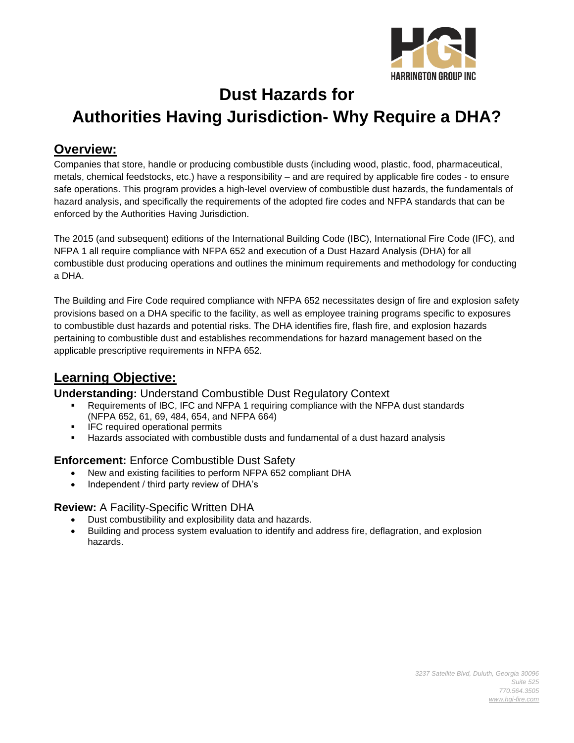# Dust Hazards for Authorities Having Jurisdiction- Why Require a DHA?

## Overview:

Companies that store, handle or producing combustible dusts (including wood, plastic, food, pharmaceutical, metals, chemical feedstocks, etc.) have a responsibility – and are required by applicable fire codes - to ensure safe operations. This program provides a high-level overview of combustible dust hazards, the fundamentals of hazard analysis, and specifically the requirements of the adopted fire codes and NFPA standards that can be enforced by the Authorities Having Jurisdiction.

The 2015 (and subsequent) editions of the International Building Code (IBC), International Fire Code (IFC), and NFPA 1 all require compliance with NFPA 652 and execution of a Dust Hazard Analysis (DHA) for all combustible dust producing operations and outlines the minimum requirements and methodology for conducting a DHA.

The Building and Fire Code required compliance with NFPA 652 necessitates design of fire and explosion safety provisions based on a DHA specific to the facility, as well as employee training programs specific to exposures to combustible dust hazards and potential risks. The DHA identifies fire, flash fire, and explosion hazards pertaining to combustible dust and establishes recommendations for hazard management based on the applicable prescriptive requirements in NFPA 652.

## Learning Objective:

**Understanding:** Understand Combustible Dust Regulatory Context

- Requirements of IBC, IFC and NFPA 1 requiring compliance with the NFPA dust standards (NFPA 652, 61, 69, 484, 654, and NFPA 664)
- IFC required operational permits
- Hazards associated with combustible dusts and fundamental of a dust hazard analysis

**Enforcement:** Enforce Combustible Dust Safety

- New and existing facilities to perform NFPA 652 compliant DHA
- Independent / third party review of DHA's

**Review:** A Facility-Specific Written DHA

- Dust combustibility and explosibility data and hazards.
- Building and process system evaluation to identify and address fire, deflagration, and explosion hazards.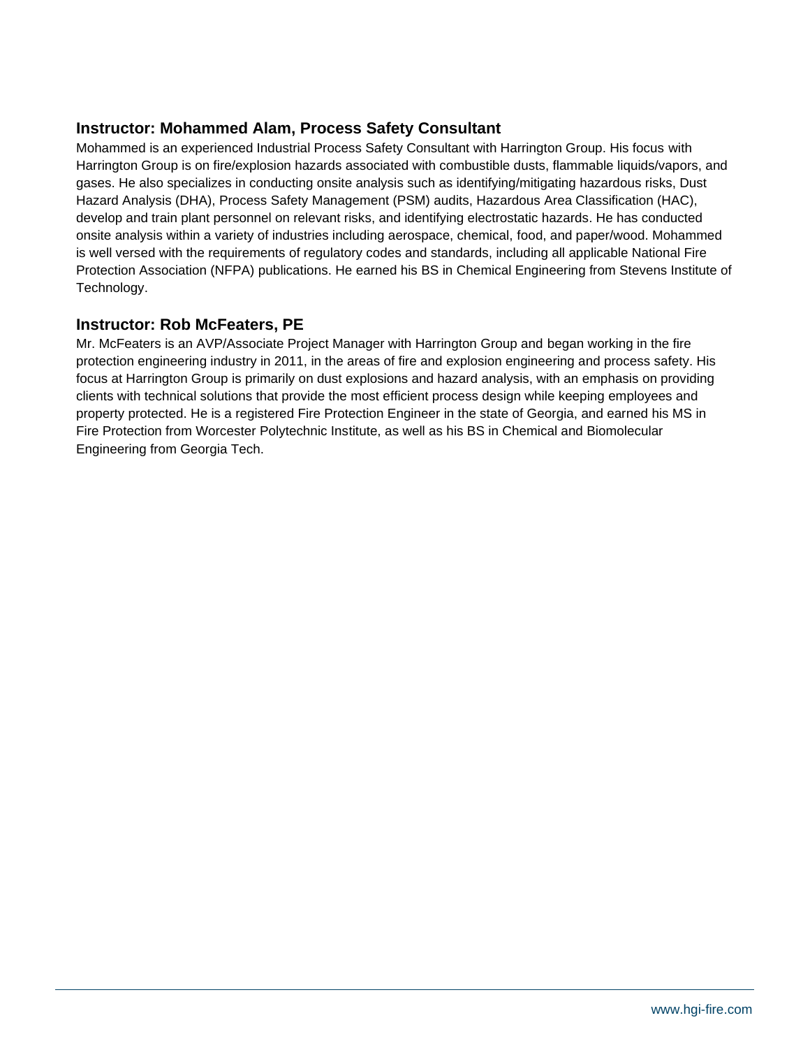### Instructor: Mohammed Alam, Process Safety Consultant

Mohammed is an experienced Industrial Process Safety Consultant with Harrington Group. His focus with Harrington Group is on fire/explosion hazards associated with combustible dusts, flammable liquids/vapors, and gases. He also specializes in conducting onsite analysis such as identifying/mitigating hazardous risks, Dust Hazard Analysis (DHA), Process Safety Management (PSM) audits, Hazardous Area Classification (HAC), develop and train plant personnel on relevant risks, and identifying electrostatic hazards. He has conducted onsite analysis within a variety of industries including aerospace, chemical, food, and paper/wood. Mohammed is well versed with the requirements of regulatory codes and standards, including all applicable National Fire Protection Association (NFPA) publications. He earned his BS in Chemical Engineering from Stevens Institute of Technology.

### Instructor: Rob McFeaters, PE

Mr. McFeaters is an AVP/Associate Project Manager with Harrington Group and began working in the fire protection engineering industry in 2011, in the areas of fire and explosion engineering and process safety. His focus at Harrington Group is primarily on dust explosions and hazard analysis, with an emphasis on providing clients with technical solutions that provide the most efficient process design while keeping employees and property protected. He is a registered Fire Protection Engineer in the state of Georgia, and earned his MS in Fire Protection from Worcester Polytechnic Institute, as well as his BS in Chemical and Biomolecular Engineering from Georgia Tech.